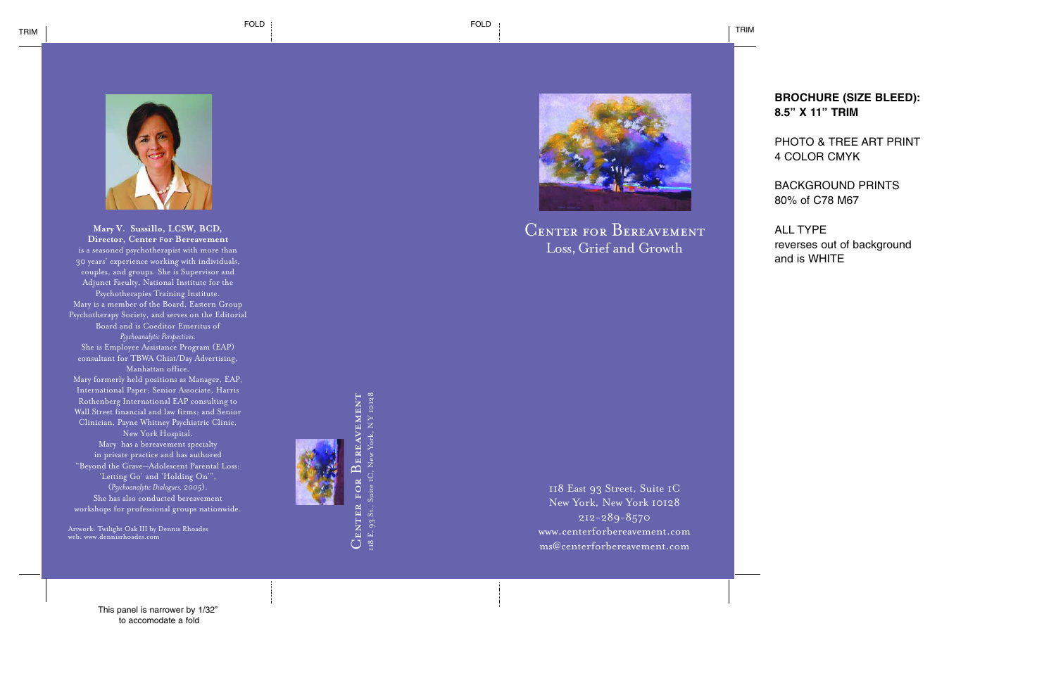TRIM

FOLD

FOLD

TRIM

**Mary V. Sussillo, LCSW, BCD,**
**Director, Center For Bereavement**

is a seasoned psychotherapist with more than 30 years' experience working with individuals, couples, and groups. She is Supervisor and Adjunct Faculty, National Institute for the Psychotherapies Training Institute.

Mary is a member of the Board, Eastern Group Psychotherapy Society, and serves on the Editorial Board and is Coeditor Emeritus of *Psychoanalytic Perspectives*.

She is Employee Assistance Program (EAP) consultant for TBWA Chiat/Day Advertising, Manhattan office.

Mary formerly held positions as Manager, EAP, International Paper; Senior Associate, Harris Rothenberg International EAP consulting to Wall Street financial and law firms; and Senior Clinician, Payne Whitney Psychiatric Clinic, New York Hospital.

Mary has a bereavement specialty in private practice and has authored "Beyond the Grave–Adolescent Parental Loss: 'Letting Go' and 'Holding On'", (*Psychoanalytic Dialogues*, 2005).

She has also conducted bereavement workshops for professional groups nationwide.

Artwork: Twilight Oak III by Dennis Rhoades
web: www.dennisrhoades.com

This panel is narrower by 1/32" to accomodate a fold

CENTER FOR BEREAVEMENT
118 E. 93 St., Suite 1C, New York, NY 10128

# CENTER FOR BEREAVEMENT
## Loss, Grief and Growth

118 East 93 Street, Suite 1C
New York, New York 10128
212-289-8570
www.centerforbereavement.com
ms@centerforbereavement.com

**BROCHURE (SIZE BLEED): 8.5" X 11" TRIM**

PHOTO & TREE ART PRINT
4 COLOR CMYK

BACKGROUND PRINTS
80% of C78 M67

ALL TYPE
reverses out of background
and is WHITE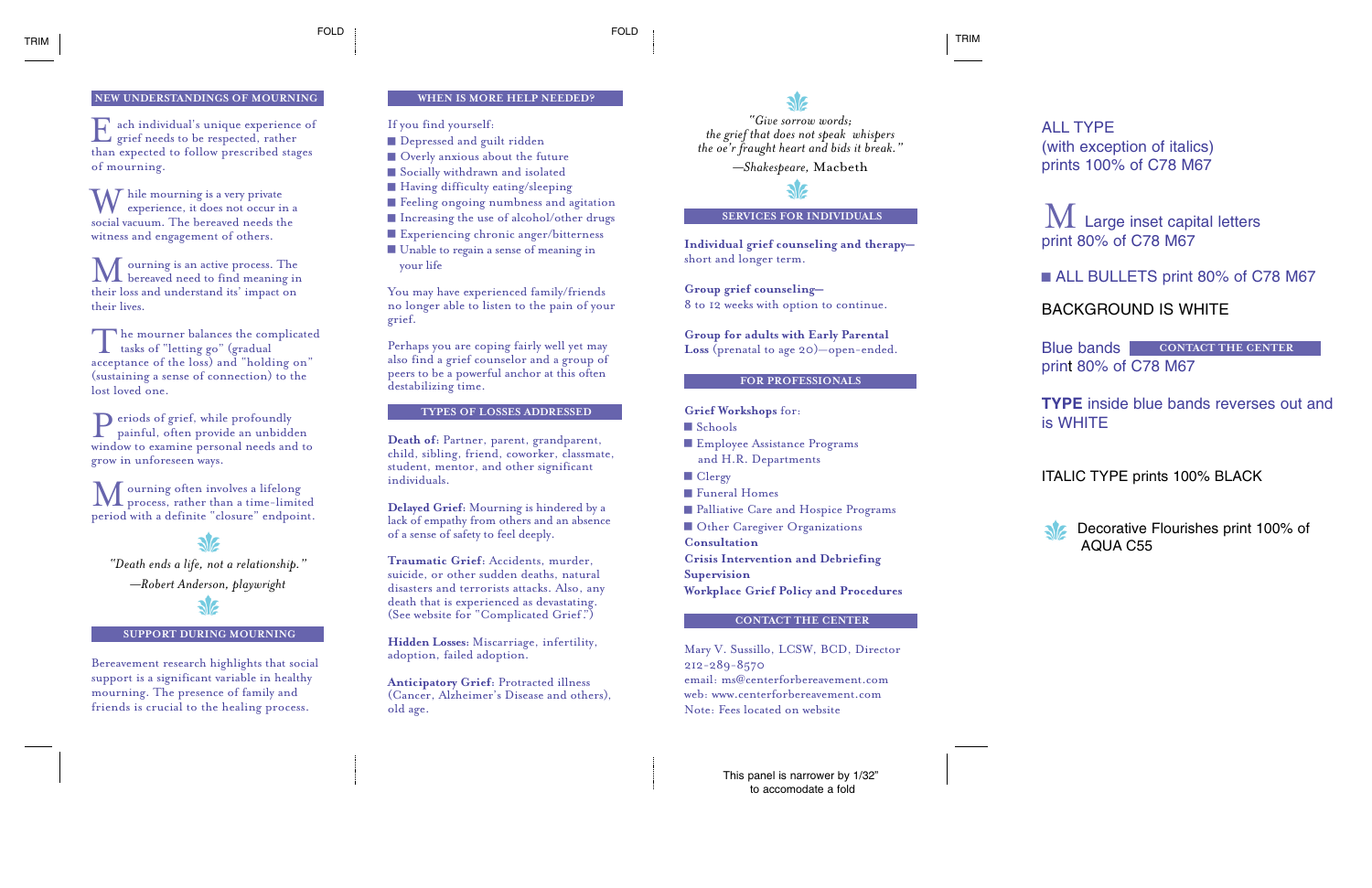## NEW UNDERSTANDINGS OF MOURNING

Each individual's unique experience of grief needs to be respected, rather than expected to follow prescribed stages of mourning.

While mourning is a very private experience, it does not occur in a social vacuum. The bereaved needs the witness and engagement of others.

Mourning is an active process. The bereaved need to find meaning in their loss and understand its' impact on their lives.

The mourner balances the complicated tasks of "letting go" (gradual acceptance of the loss) and "holding on" (sustaining a sense of connection) to the lost loved one.

Periods of grief, while profoundly painful, often provide an unbidden window to examine personal needs and to grow in unforeseen ways.

Mourning often involves a lifelong process, rather than a time-limited period with a definite "closure" endpoint.

*"Death ends a life, not a relationship."*

*—Robert Anderson, playwright*

## SUPPORT DURING MOURNING

Bereavement research highlights that social support is a significant variable in healthy mourning. The presence of family and friends is crucial to the healing process.

## WHEN IS MORE HELP NEEDED?

If you find yourself:

- Depressed and guilt ridden
- Overly anxious about the future
- Socially withdrawn and isolated
- Having difficulty eating/sleeping
- Feeling ongoing numbness and agitation
- Increasing the use of alcohol/other drugs
- Experiencing chronic anger/bitterness
- Unable to regain a sense of meaning in your life

You may have experienced family/friends no longer able to listen to the pain of your grief.

Perhaps you are coping fairly well yet may also find a grief counselor and a group of peers to be a powerful anchor at this often destabilizing time.

## TYPES OF LOSSES ADDRESSED

**Death of**: Partner, parent, grandparent, child, sibling, friend, coworker, classmate, student, mentor, and other significant individuals.

**Delayed Grief**: Mourning is hindered by a lack of empathy from others and an absence of a sense of safety to feel deeply.

**Traumatic Grief**: Accidents, murder, suicide, or other sudden deaths, natural disasters and terrorists attacks. Also, any death that is experienced as devastating. (See website for "Complicated Grief.")

**Hidden Losses**: Miscarriage, infertility, adoption, failed adoption.

**Anticipatory Grief**: Protracted illness (Cancer, Alzheimer's Disease and others), old age.

*"Give sorrow words;*
*the grief that does not speak whispers*
*the o'er fraught heart and bids it break."*

*—Shakespeare,* Macbeth

## SERVICES FOR INDIVIDUALS

**Individual grief counseling and therapy—** short and longer term.

**Group grief counseling—** 8 to 12 weeks with option to continue.

**Group for adults with Early Parental Loss** (prenatal to age 20)—open-ended.

## FOR PROFESSIONALS

**Grief Workshops** for:

- Schools
- Employee Assistance Programs and H.R. Departments
- Clergy
- Funeral Homes
- Palliative Care and Hospice Programs
- Other Caregiver Organizations

**Consultation**

**Crisis Intervention and Debriefing**

**Supervision**

**Workplace Grief Policy and Procedures**

## CONTACT THE CENTER

Mary V. Sussillo, LCSW, BCD, Director
212-289-8570
email: ms@centerforbereavement.com
web: www.centerforbereavement.com
Note: Fees located on website

This panel is narrower by 1/32" to accomodate a fold

ALL TYPE (with exception of italics) prints 100% of C78 M67

M Large inset capital letters print 80% of C78 M67

■ ALL BULLETS print 80% of C78 M67

BACKGROUND IS WHITE

Blue bands CONTACT THE CENTER print 80% of C78 M67

**TYPE** inside blue bands reverses out and is WHITE

ITALIC TYPE prints 100% BLACK

Decorative Flourishes print 100% of AQUA C55